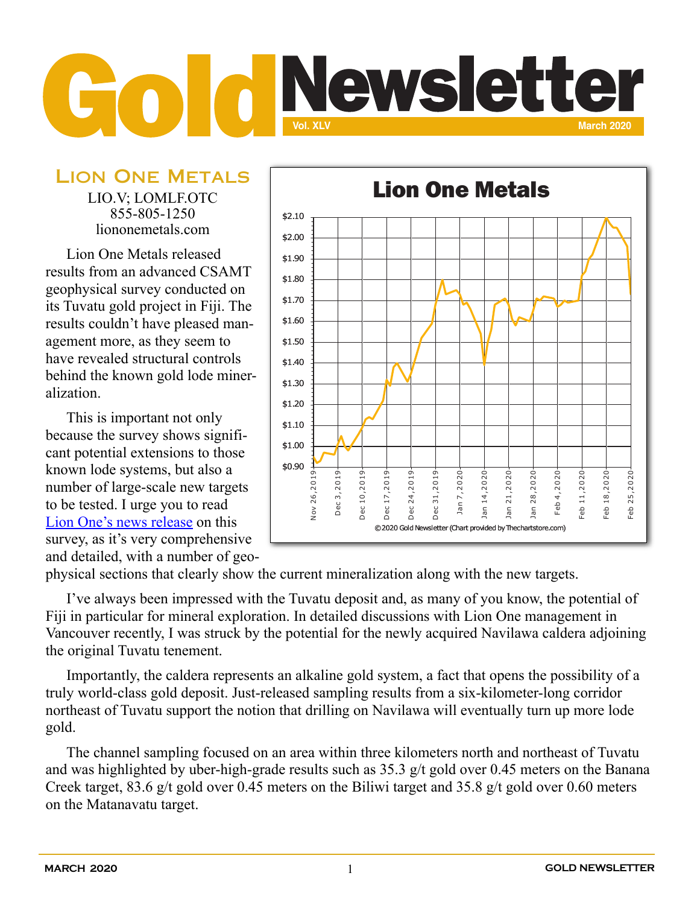# Gold Newsletter

Vol. XLV | March 2020

## Lion One Metals

LIO.V; LOMLF.OTC
855-805-1250
liononemetals.com

Lion One Metals released results from an advanced CSAMT geophysical survey conducted on its Tuvatu gold project in Fiji. The results couldn't have pleased management more, as they seem to have revealed structural controls behind the known gold lode mineralization.

This is important not only because the survey shows significant potential extensions to those known lode systems, but also a number of large-scale new targets to be tested. I urge you to read [Lion One's news release] on this survey, as it's very comprehensive and detailed, with a number of geophysical sections that clearly show the current mineralization along with the new targets.

**Lion One Metals**

©2020 Gold Newsletter (Chart provided by Thechartstore.com)

I've always been impressed with the Tuvatu deposit and, as many of you know, the potential of Fiji in particular for mineral exploration. In detailed discussions with Lion One management in Vancouver recently, I was struck by the potential for the newly acquired Navilawa caldera adjoining the original Tuvatu tenement.

Importantly, the caldera represents an alkaline gold system, a fact that opens the possibility of a truly world-class gold deposit. Just-released sampling results from a six-kilometer-long corridor northeast of Tuvatu support the notion that drilling on Navilawa will eventually turn up more lode gold.

The channel sampling focused on an area within three kilometers north and northeast of Tuvatu and was highlighted by uber-high-grade results such as 35.3 g/t gold over 0.45 meters on the Banana Creek target, 83.6 g/t gold over 0.45 meters on the Biliwi target and 35.8 g/t gold over 0.60 meters on the Matanavatu target.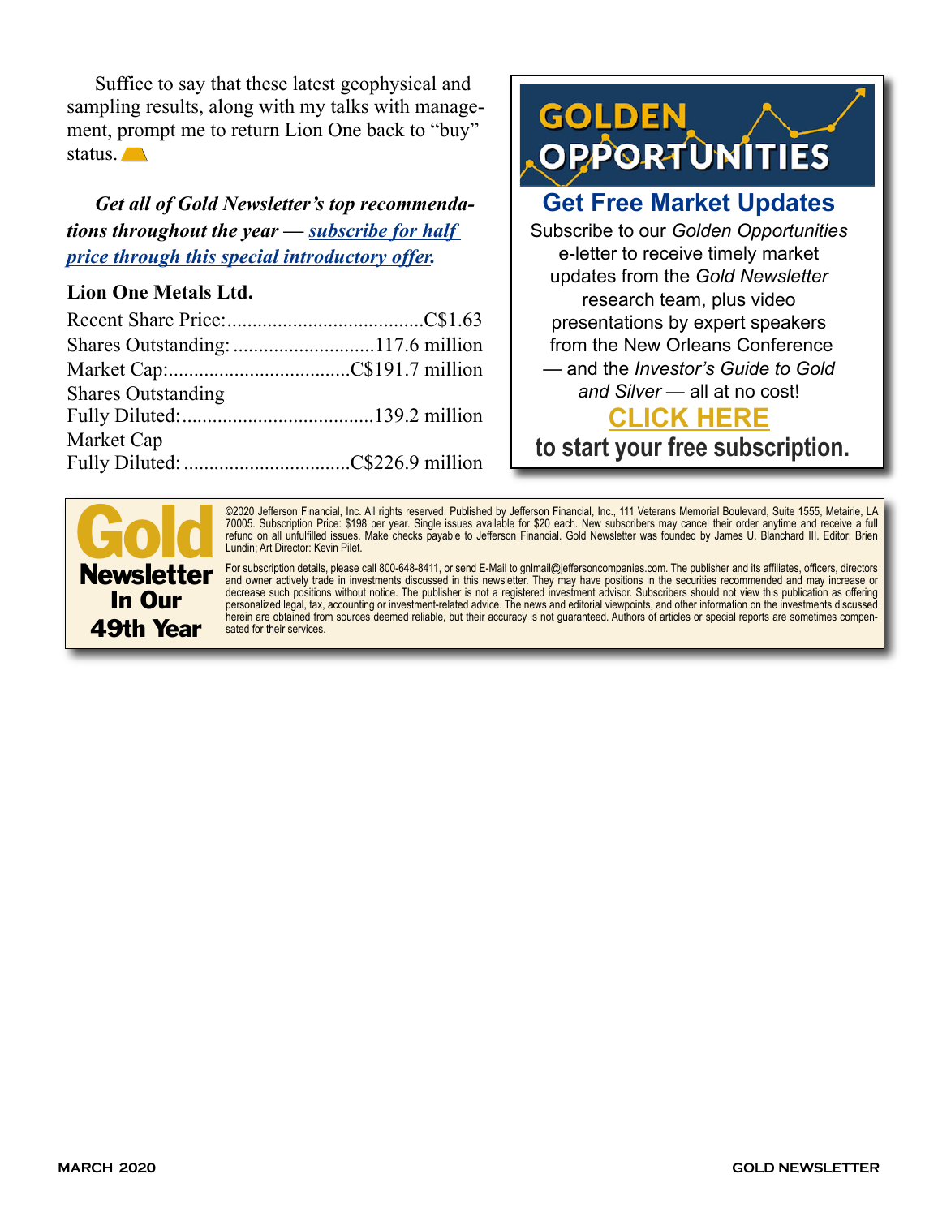Suffice to say that these latest geophysical and sampling results, along with my talks with management, prompt me to return Lion One back to "buy" status.

***Get all of Gold Newsletter's top recommendations throughout the year — [subscribe for half price through this special introductory offer](#).***

**Lion One Metals Ltd.**

Recent Share Price:.......................................C$1.63
Shares Outstanding: ............................117.6 million
Market Cap:....................................C$191.7 million
Shares Outstanding
Fully Diluted:......................................139.2 million
Market Cap
Fully Diluted: .................................C$226.9 million

GOLDEN OPPORTUNITIES

## Get Free Market Updates

Subscribe to our *Golden Opportunities* e-letter to receive timely market updates from the *Gold Newsletter* research team, plus video presentations by expert speakers from the New Orleans Conference — and the *Investor's Guide to Gold and Silver* — all at no cost!

**CLICK HERE**

**to start your free subscription.**

**Gold Newsletter In Our 49th Year**

©2020 Jefferson Financial, Inc. All rights reserved. Published by Jefferson Financial, Inc., 111 Veterans Memorial Boulevard, Suite 1555, Metairie, LA 70005. Subscription Price: $198 per year. Single issues available for $20 each. New subscribers may cancel their order anytime and receive a full refund on all unfulfilled issues. Make checks payable to Jefferson Financial. Gold Newsletter was founded by James U. Blanchard III. Editor: Brien Lundin; Art Director: Kevin Pilet.

For subscription details, please call 800-648-8411, or send E-Mail to gnlmail@jeffersoncompanies.com. The publisher and its affiliates, officers, directors and owner actively trade in investments discussed in this newsletter. They may have positions in the securities recommended and may increase or decrease such positions without notice. The publisher is not a registered investment advisor. Subscribers should not view this publication as offering personalized legal, tax, accounting or investment-related advice. The news and editorial viewpoints, and other information on the investments discussed herein are obtained from sources deemed reliable, but their accuracy is not guaranteed. Authors of articles or special reports are sometimes compensated for their services.